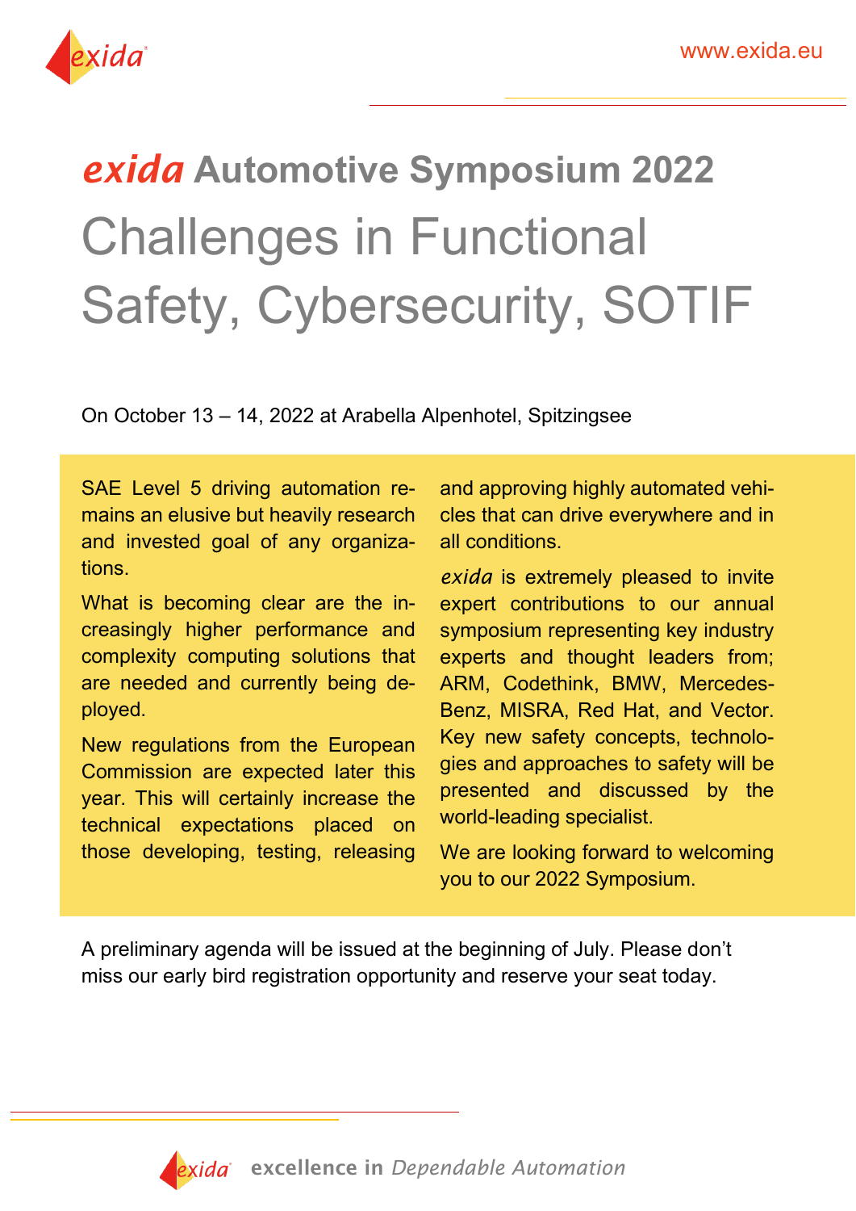# *exida* Automotive Symposium 2022

## Challenges in Functional Safety, Cybersecurity, SOTIF

On October 13 – 14, 2022 at Arabella Alpenhotel, Spitzingsee

SAE Level 5 driving automation remains an elusive but heavily research and invested goal of any organizations.

What is becoming clear are the increasingly higher performance and complexity computing solutions that are needed and currently being deployed.

New regulations from the European Commission are expected later this year. This will certainly increase the technical expectations placed on those developing, testing, releasing and approving highly automated vehicles that can drive everywhere and in all conditions.

*exida* is extremely pleased to invite expert contributions to our annual symposium representing key industry experts and thought leaders from; ARM, Codethink, BMW, Mercedes-Benz, MISRA, Red Hat, and Vector. Key new safety concepts, technologies and approaches to safety will be presented and discussed by the world-leading specialist.

We are looking forward to welcoming you to our 2022 Symposium.

A preliminary agenda will be issued at the beginning of July. Please don't miss our early bird registration opportunity and reserve your seat today.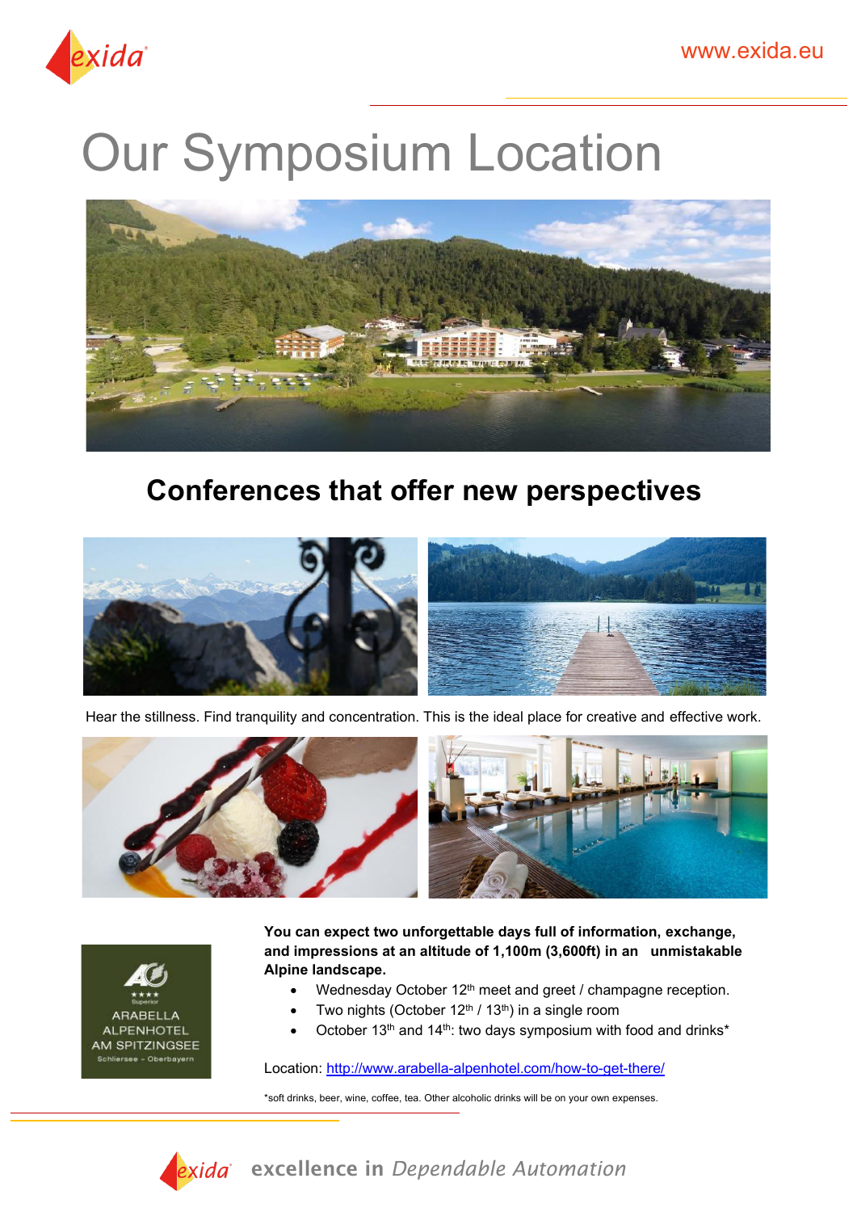# Our Symposium Location

## Conferences that offer new perspectives

Hear the stillness. Find tranquility and concentration. This is the ideal place for creative and effective work.

**You can expect two unforgettable days full of information, exchange, and impressions at an altitude of 1,100m (3,600ft) in an unmistakable Alpine landscape.**

- Wednesday October 12th meet and greet / champagne reception.
- Two nights (October 12th / 13th) in a single room
- October 13th and 14th: two days symposium with food and drinks*

Location: http://www.arabella-alpenhotel.com/how-to-get-there/

*soft drinks, beer, wine, coffee, tea. Other alcoholic drinks will be on your own expenses.

excellence in *Dependable Automation*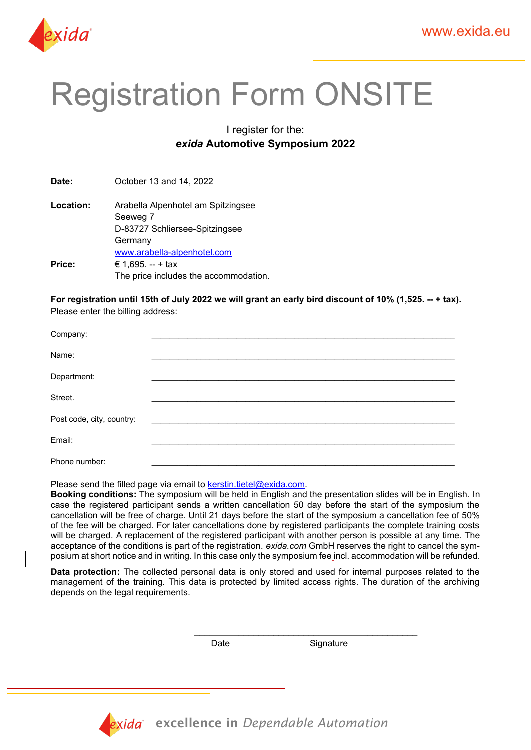# Registration Form ONSITE

I register for the:
***exida* Automotive Symposium 2022**

**Date:** October 13 and 14, 2022

**Location:** Arabella Alpenhotel am Spitzingsee
Seeweg 7
D-83727 Schliersee-Spitzingsee
Germany
www.arabella-alpenhotel.com

**Price:** € 1,695. -- + tax
The price includes the accommodation.

**For registration until 15th of July 2022 we will grant an early bird discount of 10% (1,525. -- + tax).**
Please enter the billing address:

Company: ______________________________________________

Name: ______________________________________________

Department: ______________________________________________

Street. ______________________________________________

Post code, city, country: ______________________________________________

Email: ______________________________________________

Phone number: ______________________________________________

Please send the filled page via email to kerstin.tietel@exida.com.
**Booking conditions:** The symposium will be held in English and the presentation slides will be in English. In case the registered participant sends a written cancellation 50 day before the start of the symposium the cancellation will be free of charge. Until 21 days before the start of the symposium a cancellation fee of 50% of the fee will be charged. For later cancellations done by registered participants the complete training costs will be charged. A replacement of the registered participant with another person is possible at any time. The acceptance of the conditions is part of the registration. *exida.com* GmbH reserves the right to cancel the symposium at short notice and in writing. In this case only the symposium fee incl. accommodation will be refunded.

**Data protection:** The collected personal data is only stored and used for internal purposes related to the management of the training. This data is protected by limited access rights. The duration of the archiving depends on the legal requirements.

______________________________________________
Date Signature

excellence in *Dependable Automation*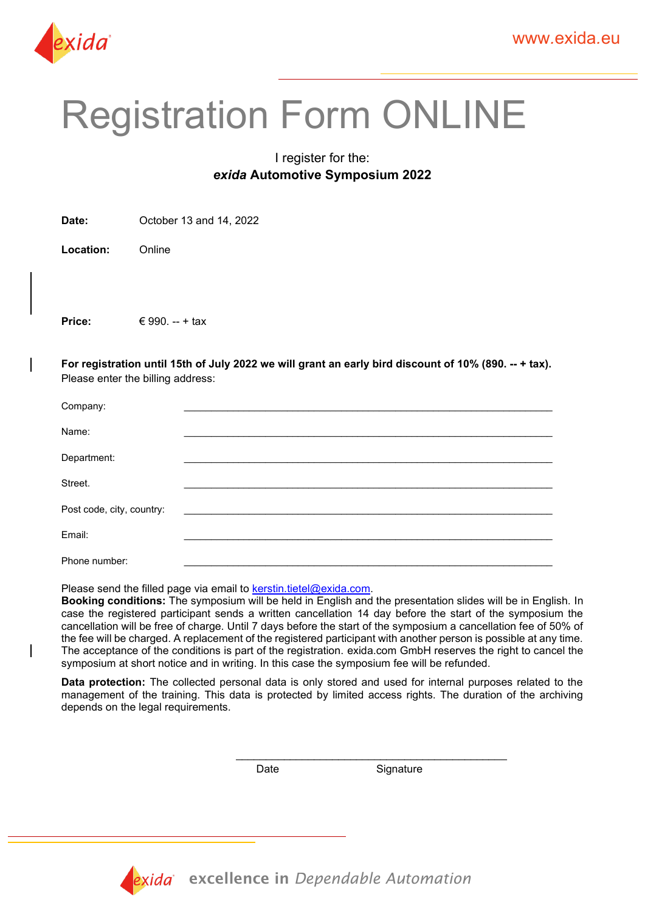# Registration Form ONLINE

I register for the:
***exida*** **Automotive Symposium 2022**

**Date:** October 13 and 14, 2022

**Location:** Online

**Price:** € 990. -- + tax

**For registration until 15th of July 2022 we will grant an early bird discount of 10% (890. -- + tax).**
Please enter the billing address:

Company: ______________________________________________

Name: ______________________________________________

Department: ______________________________________________

Street. ______________________________________________

Post code, city, country: ______________________________________________

Email: ______________________________________________

Phone number: ______________________________________________

Please send the filled page via email to kerstin.tietel@exida.com.
**Booking conditions:** The symposium will be held in English and the presentation slides will be in English. In case the registered participant sends a written cancellation 14 day before the start of the symposium the cancellation will be free of charge. Until 7 days before the start of the symposium a cancellation fee of 50% of the fee will be charged. A replacement of the registered participant with another person is possible at any time. The acceptance of the conditions is part of the registration. exida.com GmbH reserves the right to cancel the symposium at short notice and in writing. In this case the symposium fee will be refunded.

**Data protection:** The collected personal data is only stored and used for internal purposes related to the management of the training. This data is protected by limited access rights. The duration of the archiving depends on the legal requirements.

______________________________________________
Date Signature